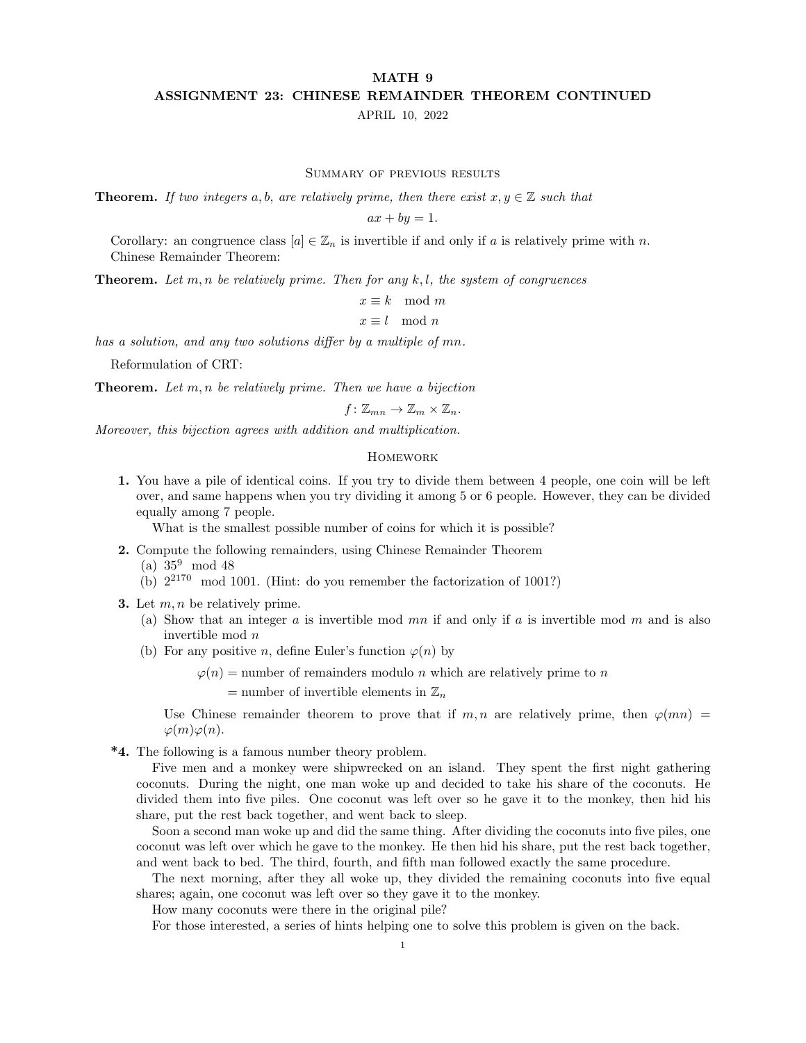# MATH 9
## ASSIGNMENT 23: CHINESE REMAINDER THEOREM CONTINUED
APRIL 10, 2022

### Summary of previous results

**Theorem.** *If two integers $a, b$, are relatively prime, then there exist $x, y \in \mathbb{Z}$ such that*

$$ax + by = 1.$$

Corollary: an congruence class $[a] \in \mathbb{Z}_n$ is invertible if and only if $a$ is relatively prime with $n$.
Chinese Remainder Theorem:

**Theorem.** *Let $m, n$ be relatively prime. Then for any $k, l$, the system of congruences*

$$x \equiv k \mod m$$
$$x \equiv l \mod n$$

*has a solution, and any two solutions differ by a multiple of $mn$.*

Reformulation of CRT:

**Theorem.** *Let $m, n$ be relatively prime. Then we have a bijection*

$$f : \mathbb{Z}_{mn} \to \mathbb{Z}_m \times \mathbb{Z}_n.$$

*Moreover, this bijection agrees with addition and multiplication.*

### Homework

**1.** You have a pile of identical coins. If you try to divide them between 4 people, one coin will be left over, and same happens when you try dividing it among 5 or 6 people. However, they can be divided equally among 7 people.

What is the smallest possible number of coins for which it is possible?

**2.** Compute the following remainders, using Chinese Remainder Theorem
(a) $35^9 \mod 48$
(b) $2^{2170} \mod 1001$. (Hint: do you remember the factorization of 1001?)

**3.** Let $m, n$ be relatively prime.
(a) Show that an integer $a$ is invertible mod $mn$ if and only if $a$ is invertible mod $m$ and is also invertible mod $n$
(b) For any positive $n$, define Euler's function $\varphi(n)$ by

$$\begin{aligned}\varphi(n) &= \text{number of remainders modulo } n \text{ which are relatively prime to } n \\ &= \text{number of invertible elements in } \mathbb{Z}_n\end{aligned}$$

Use Chinese remainder theorem to prove that if $m, n$ are relatively prime, then $\varphi(mn) = \varphi(m)\varphi(n)$.

**\*4.** The following is a famous number theory problem.

Five men and a monkey were shipwrecked on an island. They spent the first night gathering coconuts. During the night, one man woke up and decided to take his share of the coconuts. He divided them into five piles. One coconut was left over so he gave it to the monkey, then hid his share, put the rest back together, and went back to sleep.

Soon a second man woke up and did the same thing. After dividing the coconuts into five piles, one coconut was left over which he gave to the monkey. He then hid his share, put the rest back together, and went back to bed. The third, fourth, and fifth man followed exactly the same procedure.

The next morning, after they all woke up, they divided the remaining coconuts into five equal shares; again, one coconut was left over so they gave it to the monkey.

How many coconuts were there in the original pile?

For those interested, a series of hints helping one to solve this problem is given on the back.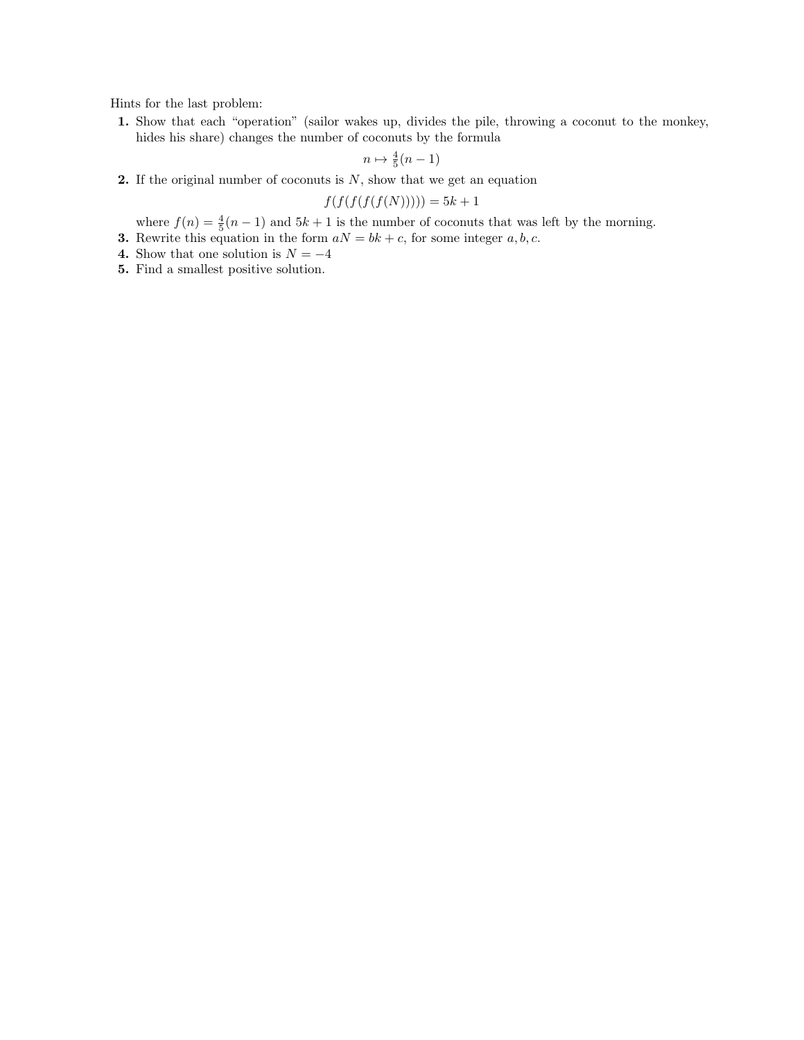Hints for the last problem:

1. Show that each "operation" (sailor wakes up, divides the pile, throwing a coconut to the monkey, hides his share) changes the number of coconuts by the formula
$$n \mapsto \tfrac{4}{5}(n-1)$$
2. If the original number of coconuts is $N$, show that we get an equation
$$f(f(f(f(f(N))))) = 5k+1$$
where $f(n) = \frac{4}{5}(n-1)$ and $5k+1$ is the number of coconuts that was left by the morning.
3. Rewrite this equation in the form $aN = bk + c$, for some integer $a, b, c$.
4. Show that one solution is $N = -4$
5. Find a smallest positive solution.